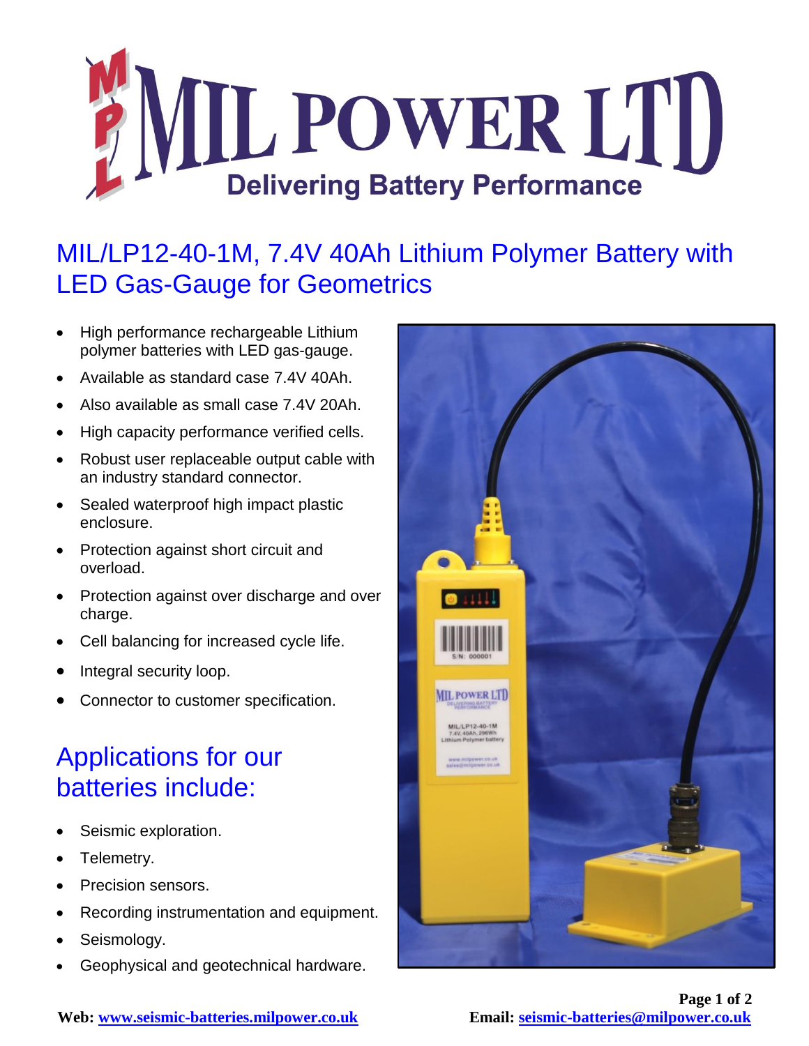# MIL POWER LTD

Delivering Battery Performance

## MIL/LP12-40-1M, 7.4V 40Ah Lithium Polymer Battery with LED Gas-Gauge for Geometrics

- High performance rechargeable Lithium polymer batteries with LED gas-gauge.
- Available as standard case 7.4V 40Ah.
- Also available as small case 7.4V 20Ah.
- High capacity performance verified cells.
- Robust user replaceable output cable with an industry standard connector.
- Sealed waterproof high impact plastic enclosure.
- Protection against short circuit and overload.
- Protection against over discharge and over charge.
- Cell balancing for increased cycle life.
- Integral security loop.
- Connector to customer specification.

## Applications for our batteries include:

- Seismic exploration.
- Telemetry.
- Precision sensors.
- Recording instrumentation and equipment.
- Seismology.
- Geophysical and geotechnical hardware.

**Web:** www.seismic-batteries.milpower.co.uk

**Email:** seismic-batteries@milpower.co.uk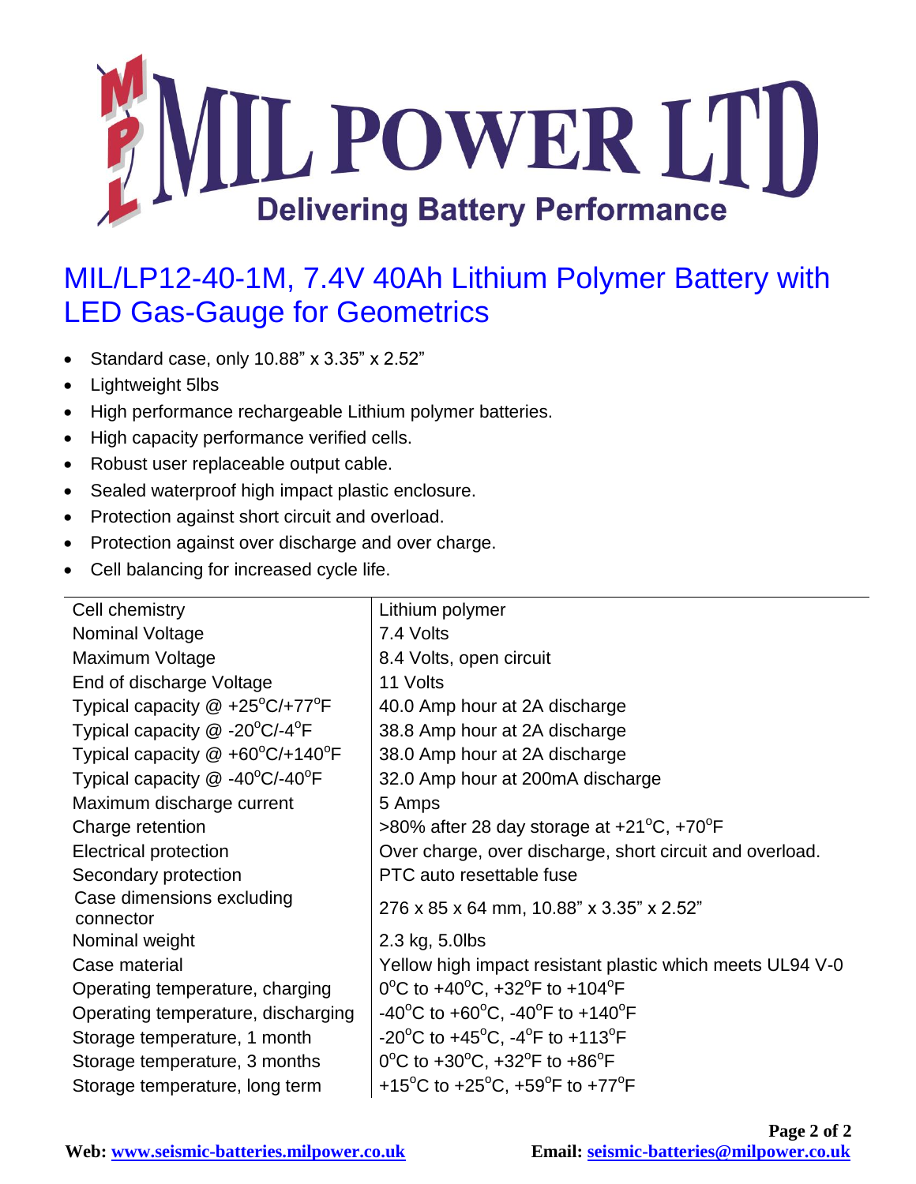# MIL POWER LTD

**Delivering Battery Performance**

## MIL/LP12-40-1M, 7.4V 40Ah Lithium Polymer Battery with LED Gas-Gauge for Geometrics

- Standard case, only 10.88" x 3.35" x 2.52"
- Lightweight 5lbs
- High performance rechargeable Lithium polymer batteries.
- High capacity performance verified cells.
- Robust user replaceable output cable.
- Sealed waterproof high impact plastic enclosure.
- Protection against short circuit and overload.
- Protection against over discharge and over charge.
- Cell balancing for increased cycle life.

| | |
|---|---|
| Cell chemistry | Lithium polymer |
| Nominal Voltage | 7.4 Volts |
| Maximum Voltage | 8.4 Volts, open circuit |
| End of discharge Voltage | 11 Volts |
| Typical capacity @ +25°C/+77°F | 40.0 Amp hour at 2A discharge |
| Typical capacity @ -20°C/-4°F | 38.8 Amp hour at 2A discharge |
| Typical capacity @ +60°C/+140°F | 38.0 Amp hour at 2A discharge |
| Typical capacity @ -40°C/-40°F | 32.0 Amp hour at 200mA discharge |
| Maximum discharge current | 5 Amps |
| Charge retention | >80% after 28 day storage at +21°C, +70°F |
| Electrical protection | Over charge, over discharge, short circuit and overload. |
| Secondary protection | PTC auto resettable fuse |
| Case dimensions excluding connector | 276 x 85 x 64 mm, 10.88" x 3.35" x 2.52" |
| Nominal weight | 2.3 kg, 5.0lbs |
| Case material | Yellow high impact resistant plastic which meets UL94 V-0 |
| Operating temperature, charging | 0°C to +40°C, +32°F to +104°F |
| Operating temperature, discharging | -40°C to +60°C, -40°F to +140°F |
| Storage temperature, 1 month | -20°C to +45°C, -4°F to +113°F |
| Storage temperature, 3 months | 0°C to +30°C, +32°F to +86°F |
| Storage temperature, long term | +15°C to +25°C, +59°F to +77°F |

**Web:** www.seismic-batteries.milpower.co.uk **Email:** seismic-batteries@milpower.co.uk